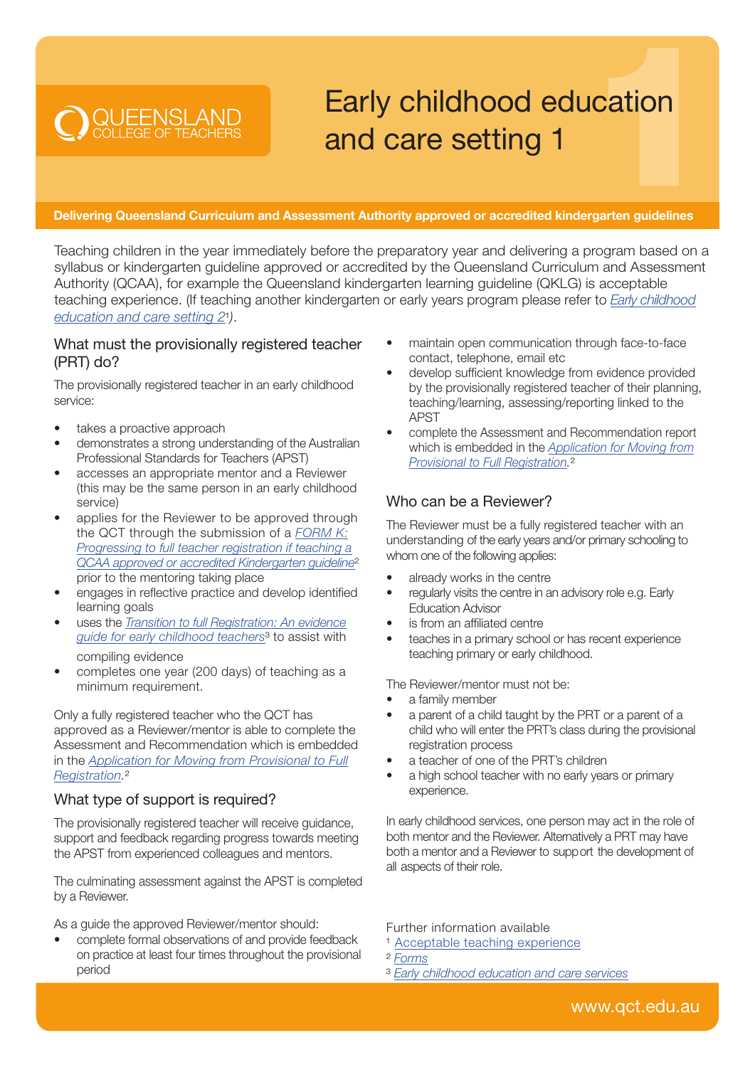QUEENSLAND COLLEGE OF TEACHERS

# Early childhood education and care setting 1

**Delivering Queensland Curriculum and Assessment Authority approved or accredited kindergarten guidelines**

Teaching children in the year immediately before the preparatory year and delivering a program based on a syllabus or kindergarten guideline approved or accredited by the Queensland Curriculum and Assessment Authority (QCAA), for example the Queensland kindergarten learning guideline (QKLG) is acceptable teaching experience. (If teaching another kindergarten or early years program please refer to *Early childhood education and care setting 2*[1]).

## What must the provisionally registered teacher (PRT) do?

The provisionally registered teacher in an early childhood service:

- takes a proactive approach
- demonstrates a strong understanding of the Australian Professional Standards for Teachers (APST)
- accesses an appropriate mentor and a Reviewer (this may be the same person in an early childhood service)
- applies for the Reviewer to be approved through the QCT through the submission of a *FORM K: Progressing to full teacher registration if teaching a QCAA approved or accredited Kindergarten guideline*[2] prior to the mentoring taking place
- engages in reflective practice and develop identified learning goals
- uses the *Transition to full Registration: An evidence guide for early childhood teachers*[3] to assist with compiling evidence
- completes one year (200 days) of teaching as a minimum requirement.

Only a fully registered teacher who the QCT has approved as a Reviewer/mentor is able to complete the Assessment and Recommendation which is embedded in the *Application for Moving from Provisional to Full Registration*.[2]

## What type of support is required?

The provisionally registered teacher will receive guidance, support and feedback regarding progress towards meeting the APST from experienced colleagues and mentors.

The culminating assessment against the APST is completed by a Reviewer.

As a guide the approved Reviewer/mentor should:

- complete formal observations of and provide feedback on practice at least four times throughout the provisional period
- maintain open communication through face-to-face contact, telephone, email etc
- develop sufficient knowledge from evidence provided by the provisionally registered teacher of their planning, teaching/learning, assessing/reporting linked to the APST
- complete the Assessment and Recommendation report which is embedded in the *Application for Moving from Provisional to Full Registration*.[2]

## Who can be a Reviewer?

The Reviewer must be a fully registered teacher with an understanding of the early years and/or primary schooling to whom one of the following applies:

- already works in the centre
- regularly visits the centre in an advisory role e.g. Early Education Advisor
- is from an affiliated centre
- teaches in a primary school or has recent experience teaching primary or early childhood.

The Reviewer/mentor must not be:

- a family member
- a parent of a child taught by the PRT or a parent of a child who will enter the PRT's class during the provisional registration process
- a teacher of one of the PRT's children
- a high school teacher with no early years or primary experience.

In early childhood services, one person may act in the role of both mentor and the Reviewer. Alternatively a PRT may have both a mentor and a Reviewer to support the development of all aspects of their role.

Further information available

[1] Acceptable teaching experience
[2] *Forms*
[3] *Early childhood education and care services*

www.qct.edu.au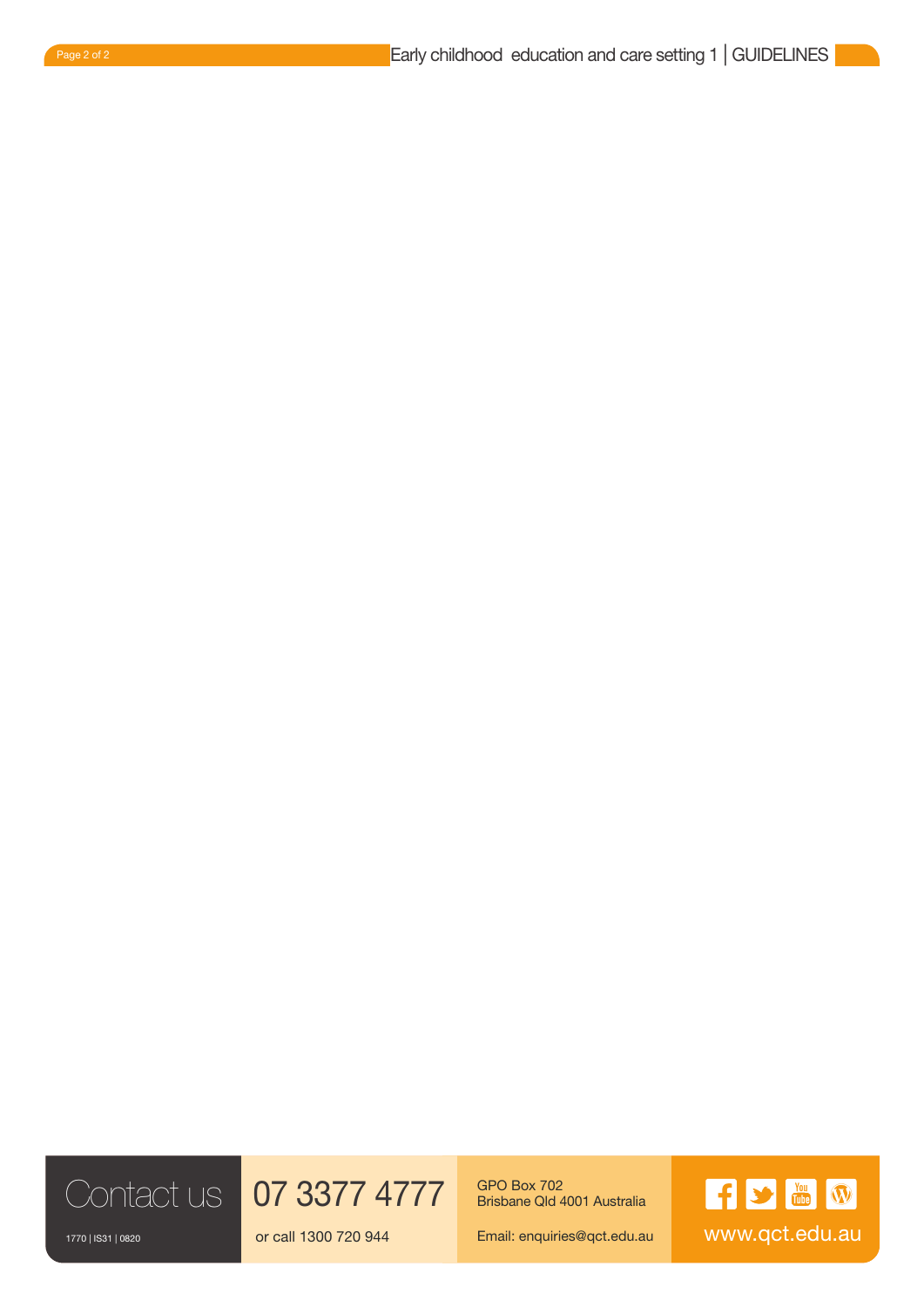Contact us

1770 | IS31 | 0820

07 3377 4777

or call 1300 720 944

GPO Box 702
Brisbane Qld 4001 Australia

Email: enquiries@qct.edu.au

www.qct.edu.au